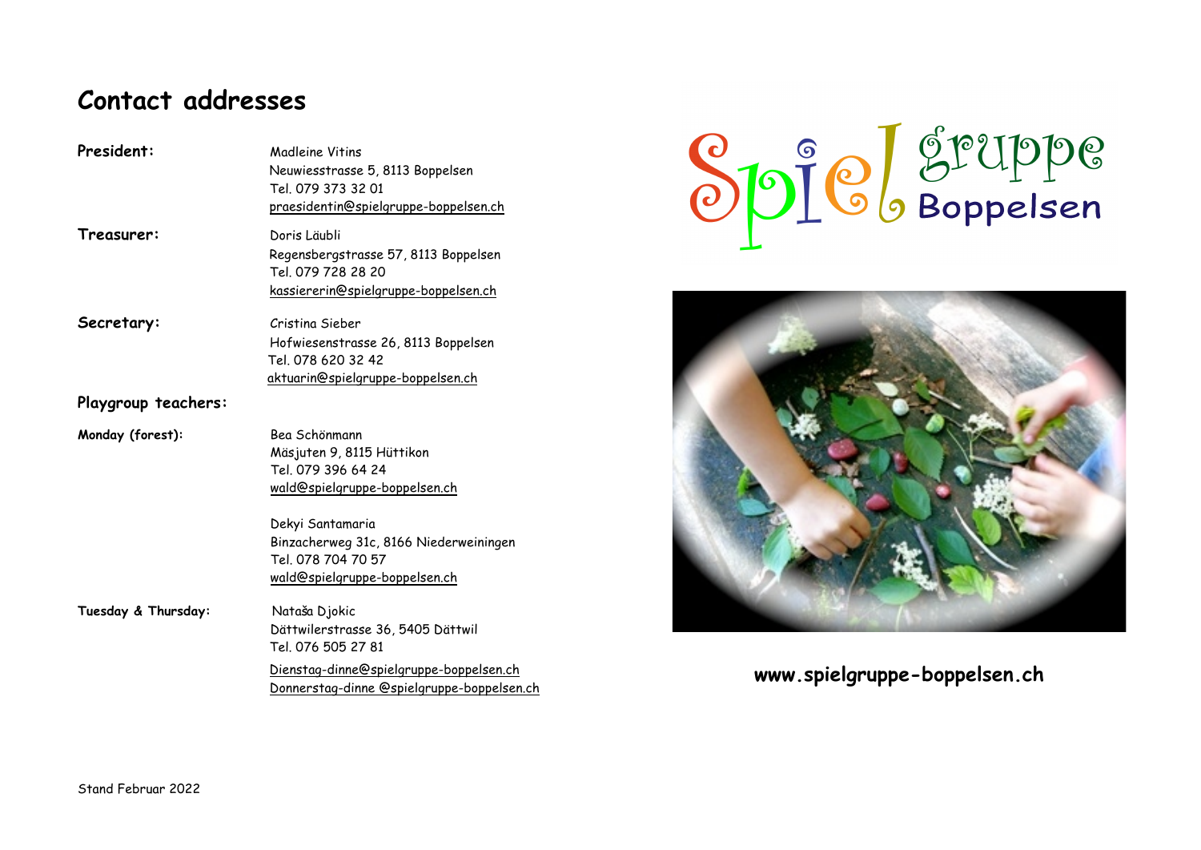# Contact addresses

**President:**

Madleine Vitins
Neuwiesstrasse 5, 8113 Boppelsen
Tel. 079 373 32 01
praesidentin@spielgruppe-boppelsen.ch

**Treasurer:**

Doris Läubli
Regensbergstrasse 57, 8113 Boppelsen
Tel. 079 728 28 20
kassiererin@spielgruppe-boppelsen.ch

**Secretary:**

Cristina Sieber
Hofwiesenstrasse 26, 8113 Boppelsen
Tel. 078 620 32 42
aktuarin@spielgruppe-boppelsen.ch

**Playgroup teachers:**

**Monday (forest):**

Bea Schönmann
Mäsjuten 9, 8115 Hüttikon
Tel. 079 396 64 24
wald@spielgruppe-boppelsen.ch

Dekyi Santamaria
Binzacherweg 31c, 8166 Niederweiningen
Tel. 078 704 70 57
wald@spielgruppe-boppelsen.ch

**Tuesday & Thursday:**

Nataša Djokic
Dättwilerstrasse 36, 5405 Dättwil
Tel. 076 505 27 81
Dienstag-dinne@spielgruppe-boppelsen.ch
Donnerstag-dinne @spielgruppe-boppelsen.ch

Stand Februar 2022

Spielgruppe Boppelsen

**www.spielgruppe-boppelsen.ch**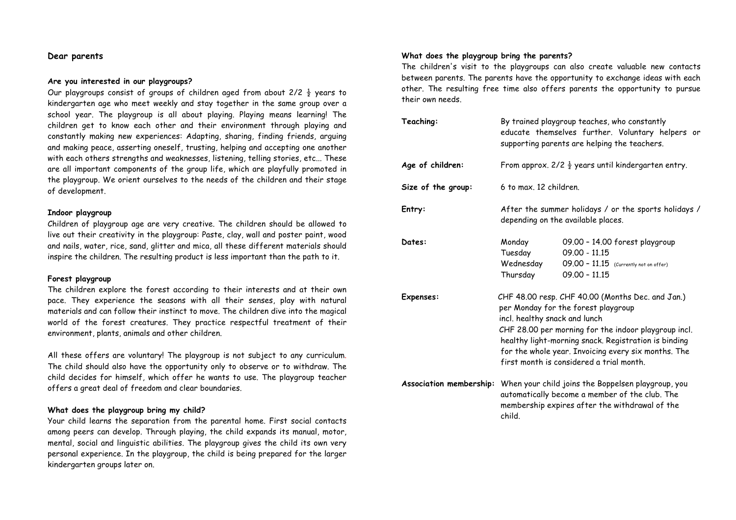## Dear parents

### Are you interested in our playgroups?

Our playgroups consist of groups of children aged from about 2/2 ½ years to kindergarten age who meet weekly and stay together in the same group over a school year. The playgroup is all about playing. Playing means learning! The children get to know each other and their environment through playing and constantly making new experiences: Adapting, sharing, finding friends, arguing and making peace, asserting oneself, trusting, helping and accepting one another with each others strengths and weaknesses, listening, telling stories, etc... These are all important components of the group life, which are playfully promoted in the playgroup. We orient ourselves to the needs of the children and their stage of development.

### Indoor playgroup

Children of playgroup age are very creative. The children should be allowed to live out their creativity in the playgroup: Paste, clay, wall and poster paint, wood and nails, water, rice, sand, glitter and mica, all these different materials should inspire the children. The resulting product is less important than the path to it.

### Forest playgroup

The children explore the forest according to their interests and at their own pace. They experience the seasons with all their senses, play with natural materials and can follow their instinct to move. The children dive into the magical world of the forest creatures. They practice respectful treatment of their environment, plants, animals and other children.

All these offers are voluntary! The playgroup is not subject to any curriculum. The child should also have the opportunity only to observe or to withdraw. The child decides for himself, which offer he wants to use. The playgroup teacher offers a great deal of freedom and clear boundaries.

### What does the playgroup bring my child?

Your child learns the separation from the parental home. First social contacts among peers can develop. Through playing, the child expands its manual, motor, mental, social and linguistic abilities. The playgroup gives the child its own very personal experience. In the playgroup, the child is being prepared for the larger kindergarten groups later on.

### What does the playgroup bring the parents?

The children's visit to the playgroups can also create valuable new contacts between parents. The parents have the opportunity to exchange ideas with each other. The resulting free time also offers parents the opportunity to pursue their own needs.

**Teaching:** By trained playgroup teaches, who constantly educate themselves further. Voluntary helpers or supporting parents are helping the teachers.

**Age of children:** From approx. 2/2 ½ years until kindergarten entry.

**Size of the group:** 6 to max. 12 children.

**Entry:** After the summer holidays / or the sports holidays / depending on the available places.

**Dates:**

| | |
|---|---|
| Monday | 09.00 – 14.00 forest playgroup |
| Tuesday | 09.00 - 11.15 |
| Wednesday | 09.00 – 11.15 (Currently not on offer) |
| Thursday | 09.00 – 11.15 |

**Expenses:** CHF 48.00 resp. CHF 40.00 (Months Dec. and Jan.) per Monday for the forest playgroup incl. healthy snack and lunch
CHF 28.00 per morning for the indoor playgroup incl. healthy light-morning snack. Registration is binding for the whole year. Invoicing every six months. The first month is considered a trial month.

**Association membership:** When your child joins the Boppelsen playgroup, you automatically become a member of the club. The membership expires after the withdrawal of the child.